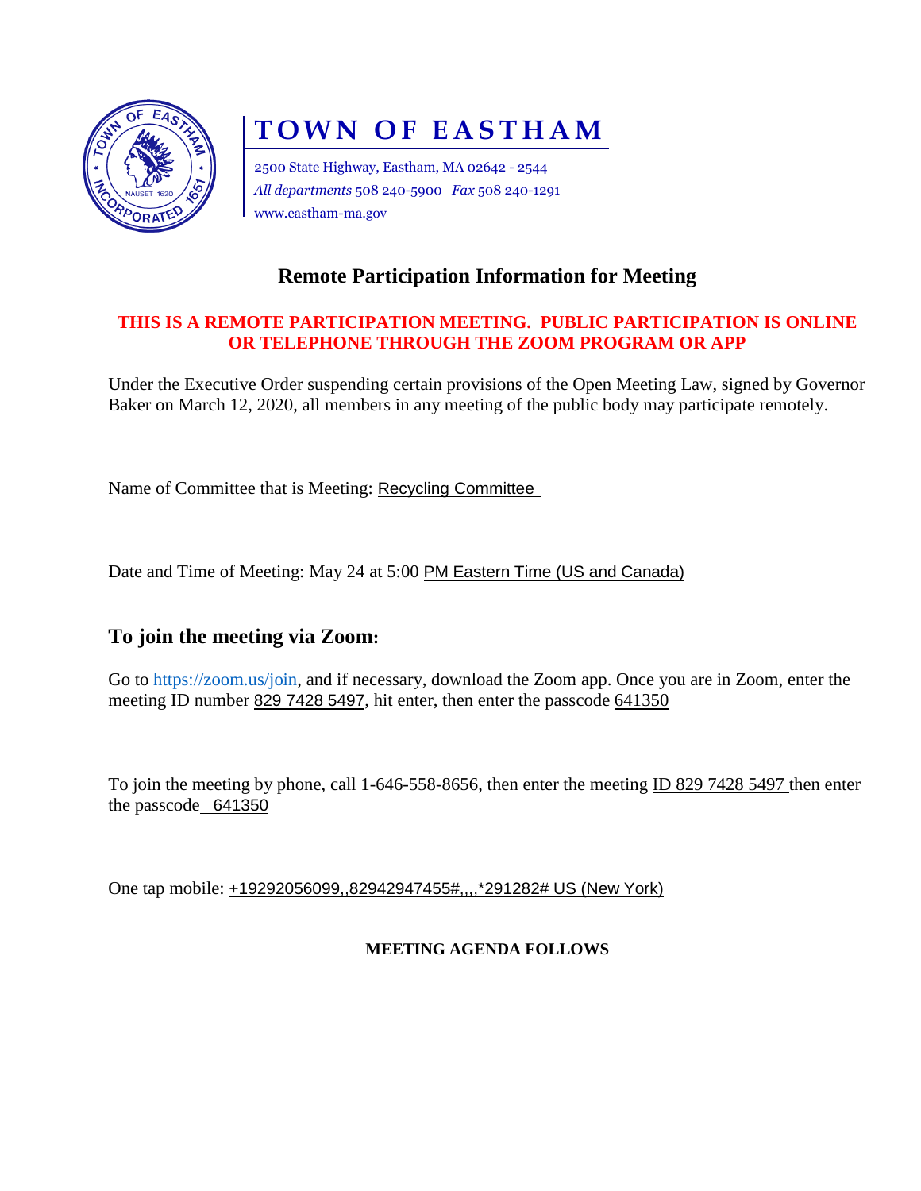# TOWN OF EASTHAM

2500 State Highway, Eastham, MA 02642 - 2544
*All departments* 508 240-5900 *Fax* 508 240-1291
www.eastham-ma.gov

## Remote Participation Information for Meeting

**THIS IS A REMOTE PARTICIPATION MEETING. PUBLIC PARTICIPATION IS ONLINE OR TELEPHONE THROUGH THE ZOOM PROGRAM OR APP**

Under the Executive Order suspending certain provisions of the Open Meeting Law, signed by Governor Baker on March 12, 2020, all members in any meeting of the public body may participate remotely.

Name of Committee that is Meeting: Recycling Committee

Date and Time of Meeting: May 24 at 5:00 PM Eastern Time (US and Canada)

## To join the meeting via Zoom:

Go to https://zoom.us/join, and if necessary, download the Zoom app. Once you are in Zoom, enter the meeting ID number 829 7428 5497, hit enter, then enter the passcode 641350

To join the meeting by phone, call 1-646-558-8656, then enter the meeting ID 829 7428 5497 then enter the passcode 641350

One tap mobile: +19292056099,,82942947455#,,,,*291282# US (New York)

**MEETING AGENDA FOLLOWS**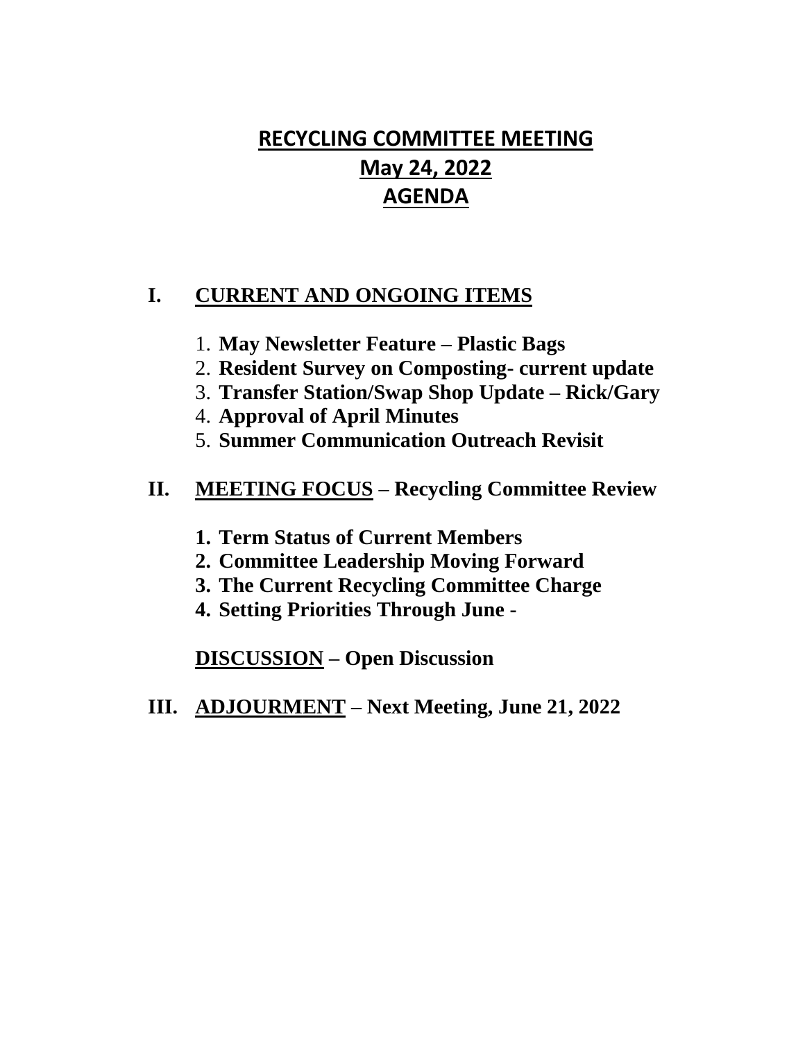# RECYCLING COMMITTEE MEETING
# May 24, 2022
# AGENDA

## I. CURRENT AND ONGOING ITEMS

1. **May Newsletter Feature – Plastic Bags**
2. **Resident Survey on Composting- current update**
3. **Transfer Station/Swap Shop Update – Rick/Gary**
4. **Approval of April Minutes**
5. **Summer Communication Outreach Revisit**

## II. MEETING FOCUS – Recycling Committee Review

1. **Term Status of Current Members**
2. **Committee Leadership Moving Forward**
3. **The Current Recycling Committee Charge**
4. **Setting Priorities Through June -**

**DISCUSSION – Open Discussion**

## III. ADJOURMENT – Next Meeting, June 21, 2022